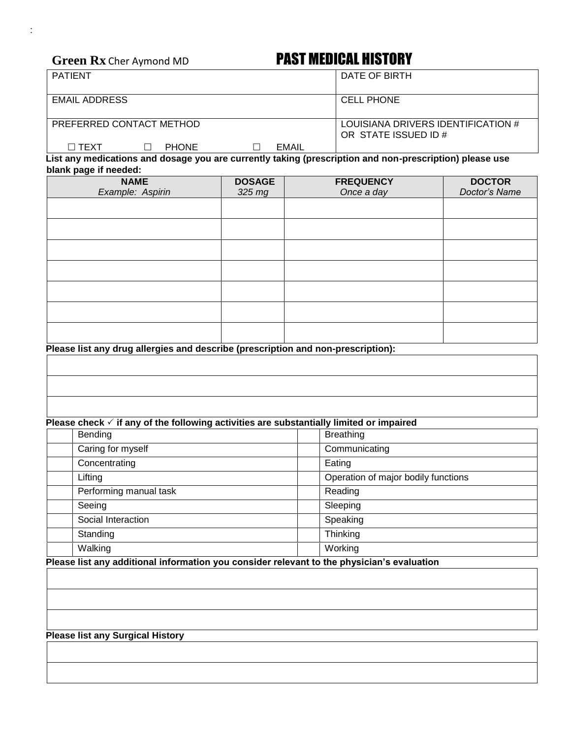:

**Green Rx** Cher Aymond MD

# PAST MEDICAL HISTORY

| PATIENT | DATE OF BIRTH |
| --- | --- |
| EMAIL ADDRESS | CELL PHONE |
| PREFERRED CONTACT METHOD<br>☐ TEXT ☐ PHONE ☐ EMAIL | LOUISIANA DRIVERS IDENTIFICATION # OR STATE ISSUED ID # |

**List any medications and dosage you are currently taking (prescription and non-prescription) please use blank page if needed:**

| NAME<br>*Example: Aspirin* | DOSAGE<br>*325 mg* | FREQUENCY<br>*Once a day* | DOCTOR<br>*Doctor's Name* |
| --- | --- | --- | --- |
| | | | |
| | | | |
| | | | |
| | | | |
| | | | |
| | | | |
| | | | |

**Please list any drug allergies and describe (prescription and non-prescription):**

| |
| --- |
| |
| |
| |

**Please check ✓ if any of the following activities are substantially limited or impaired**

| | | | |
| --- | --- | --- | --- |
| | Bending | | Breathing |
| | Caring for myself | | Communicating |
| | Concentrating | | Eating |
| | Lifting | | Operation of major bodily functions |
| | Performing manual task | | Reading |
| | Seeing | | Sleeping |
| | Social Interaction | | Speaking |
| | Standing | | Thinking |
| | Walking | | Working |

**Please list any additional information you consider relevant to the physician's evaluation**

| |
| --- |
| |
| |
| |

**Please list any Surgical History**

| |
| --- |
| |
| |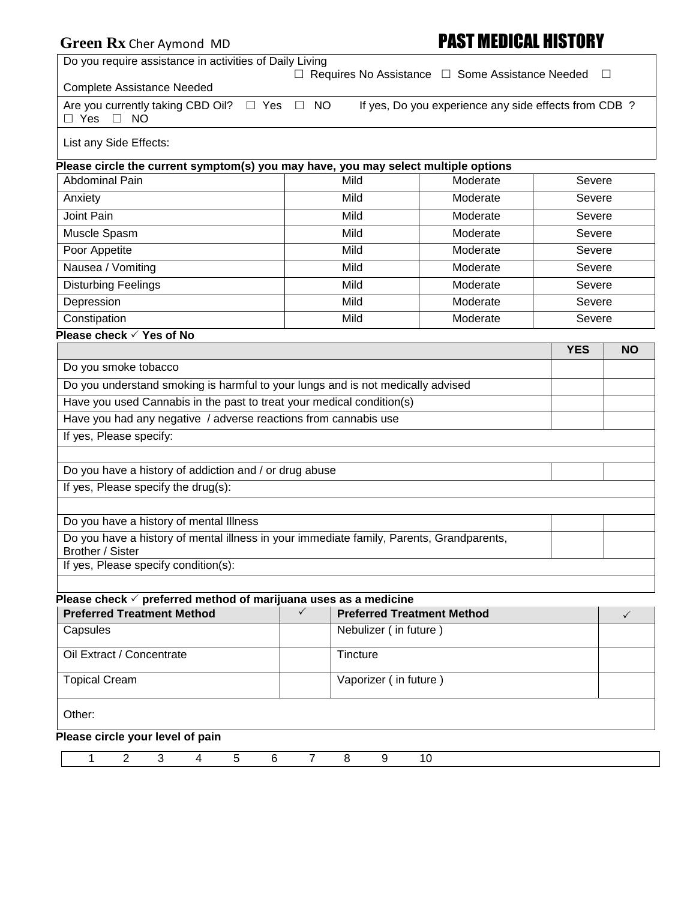**Green Rx** Cher Aymond MD

# PAST MEDICAL HISTORY

| Do you require assistance in activities of Daily Living ☐ Requires No Assistance ☐ Some Assistance Needed ☐ Complete Assistance Needed |
|---|
| Are you currently taking CBD Oil? ☐ Yes ☐ NO If yes, Do you experience any side effects from CDB ? ☐ Yes ☐ NO |
| List any Side Effects: |

**Please circle the current symptom(s) you may have, you may select multiple options**

| | | | |
|---|---|---|---|
| Abdominal Pain | Mild | Moderate | Severe |
| Anxiety | Mild | Moderate | Severe |
| Joint Pain | Mild | Moderate | Severe |
| Muscle Spasm | Mild | Moderate | Severe |
| Poor Appetite | Mild | Moderate | Severe |
| Nausea / Vomiting | Mild | Moderate | Severe |
| Disturbing Feelings | Mild | Moderate | Severe |
| Depression | Mild | Moderate | Severe |
| Constipation | Mild | Moderate | Severe |

**Please check ✓ Yes of No**

| | YES | NO |
|---|---|---|
| Do you smoke tobacco | | |
| Do you understand smoking is harmful to your lungs and is not medically advised | | |
| Have you used Cannabis in the past to treat your medical condition(s) | | |
| Have you had any negative / adverse reactions from cannabis use | | |
| If yes, Please specify: | | |
| | | |
| Do you have a history of addiction and / or drug abuse | | |
| If yes, Please specify the drug(s): | | |
| | | |
| Do you have a history of mental Illness | | |
| Do you have a history of mental illness in your immediate family, Parents, Grandparents, Brother / Sister | | |
| If yes, Please specify condition(s): | | |
| | | |

**Please check ✓ preferred method of marijuana uses as a medicine**

| Preferred Treatment Method | ✓ | Preferred Treatment Method | ✓ |
|---|---|---|---|
| Capsules | | Nebulizer ( in future ) | |
| Oil Extract / Concentrate | | Tincture | |
| Topical Cream | | Vaporizer ( in future ) | |
| Other: | | | |

**Please circle your level of pain**

| 1 | 2 | 3 | 4 | 5 | 6 | 7 | 8 | 9 | 10 |
|---|---|---|---|---|---|---|---|---|---|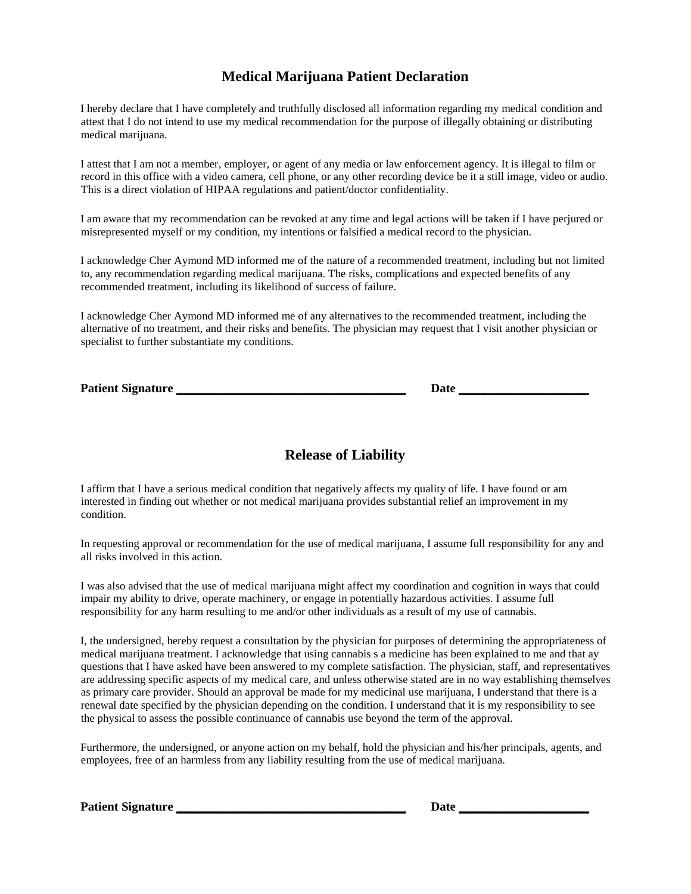## Medical Marijuana Patient Declaration

I hereby declare that I have completely and truthfully disclosed all information regarding my medical condition and attest that I do not intend to use my medical recommendation for the purpose of illegally obtaining or distributing medical marijuana.

I attest that I am not a member, employer, or agent of any media or law enforcement agency. It is illegal to film or record in this office with a video camera, cell phone, or any other recording device be it a still image, video or audio. This is a direct violation of HIPAA regulations and patient/doctor confidentiality.

I am aware that my recommendation can be revoked at any time and legal actions will be taken if I have perjured or misrepresented myself or my condition, my intentions or falsified a medical record to the physician.

I acknowledge Cher Aymond MD informed me of the nature of a recommended treatment, including but not limited to, any recommendation regarding medical marijuana. The risks, complications and expected benefits of any recommended treatment, including its likelihood of success of failure.

I acknowledge Cher Aymond MD informed me of any alternatives to the recommended treatment, including the alternative of no treatment, and their risks and benefits. The physician may request that I visit another physician or specialist to further substantiate my conditions.

**Patient Signature** ______________________________ **Date** ____________________

## Release of Liability

I affirm that I have a serious medical condition that negatively affects my quality of life. I have found or am interested in finding out whether or not medical marijuana provides substantial relief an improvement in my condition.

In requesting approval or recommendation for the use of medical marijuana, I assume full responsibility for any and all risks involved in this action.

I was also advised that the use of medical marijuana might affect my coordination and cognition in ways that could impair my ability to drive, operate machinery, or engage in potentially hazardous activities. I assume full responsibility for any harm resulting to me and/or other individuals as a result of my use of cannabis.

I, the undersigned, hereby request a consultation by the physician for purposes of determining the appropriateness of medical marijuana treatment. I acknowledge that using cannabis s a medicine has been explained to me and that ay questions that I have asked have been answered to my complete satisfaction. The physician, staff, and representatives are addressing specific aspects of my medical care, and unless otherwise stated are in no way establishing themselves as primary care provider. Should an approval be made for my medicinal use marijuana, I understand that there is a renewal date specified by the physician depending on the condition. I understand that it is my responsibility to see the physical to assess the possible continuance of cannabis use beyond the term of the approval.

Furthermore, the undersigned, or anyone action on my behalf, hold the physician and his/her principals, agents, and employees, free of an harmless from any liability resulting from the use of medical marijuana.

**Patient Signature** ______________________________ **Date** ____________________